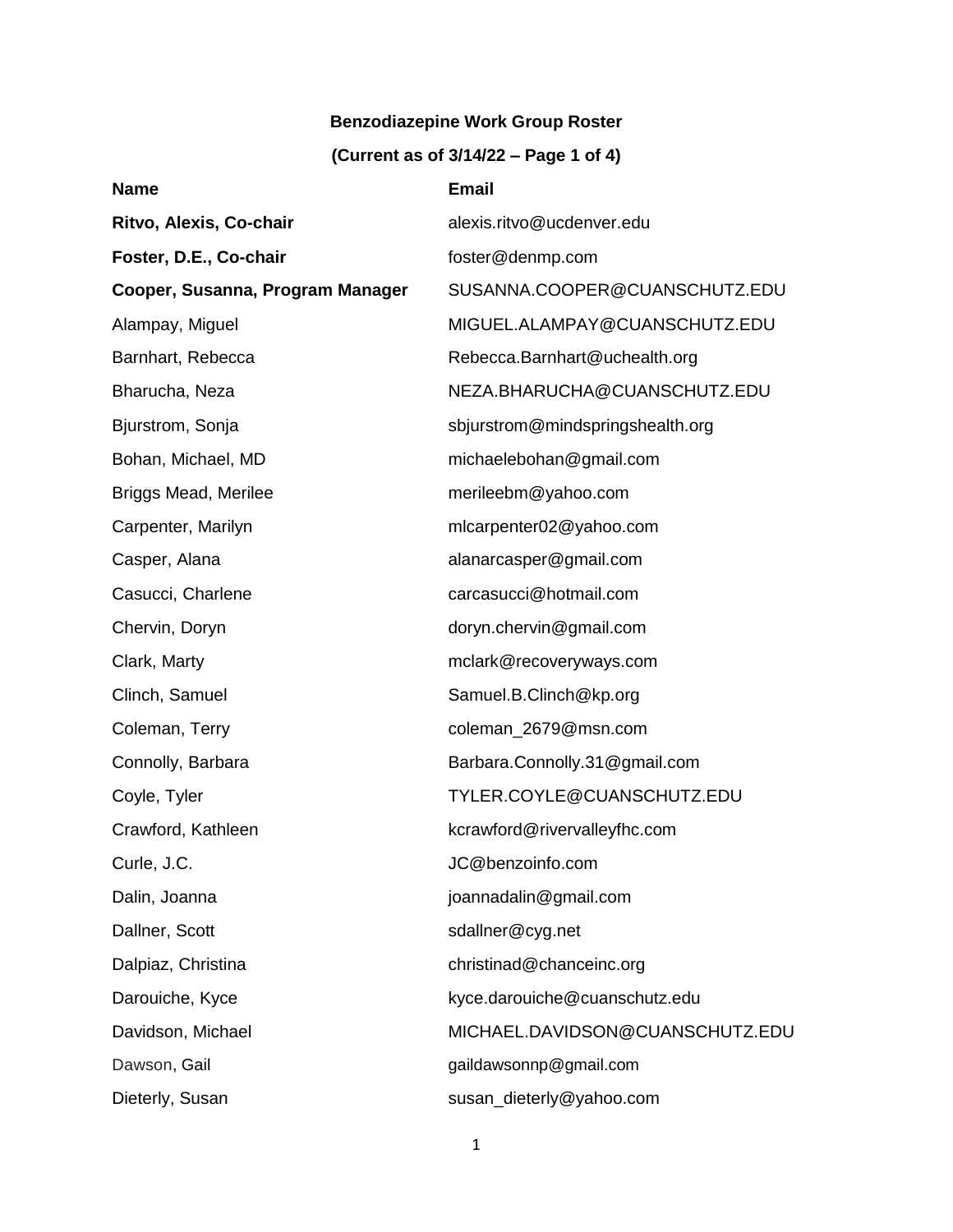**Benzodiazepine Work Group Roster**

**(Current as of 3/14/22 – Page 1 of 4)**

| **Name** | **Email** |
|---|---|
| **Ritvo, Alexis, Co-chair** | alexis.ritvo@ucdenver.edu |
| **Foster, D.E., Co-chair** | foster@denmp.com |
| **Cooper, Susanna, Program Manager** | SUSANNA.COOPER@CUANSCHUTZ.EDU |
| Alampay, Miguel | MIGUEL.ALAMPAY@CUANSCHUTZ.EDU |
| Barnhart, Rebecca | Rebecca.Barnhart@uchealth.org |
| Bharucha, Neza | NEZA.BHARUCHA@CUANSCHUTZ.EDU |
| Bjurstrom, Sonja | sbjurstrom@mindspringshealth.org |
| Bohan, Michael, MD | michaelebohan@gmail.com |
| Briggs Mead, Merilee | merileebm@yahoo.com |
| Carpenter, Marilyn | mlcarpenter02@yahoo.com |
| Casper, Alana | alanarcasper@gmail.com |
| Casucci, Charlene | carcasucci@hotmail.com |
| Chervin, Doryn | doryn.chervin@gmail.com |
| Clark, Marty | mclark@recoveryways.com |
| Clinch, Samuel | Samuel.B.Clinch@kp.org |
| Coleman, Terry | coleman_2679@msn.com |
| Connolly, Barbara | Barbara.Connolly.31@gmail.com |
| Coyle, Tyler | TYLER.COYLE@CUANSCHUTZ.EDU |
| Crawford, Kathleen | kcrawford@rivervalleyfhc.com |
| Curle, J.C. | JC@benzoinfo.com |
| Dalin, Joanna | joannadalin@gmail.com |
| Dallner, Scott | sdallner@cyg.net |
| Dalpiaz, Christina | christinad@chanceinc.org |
| Darouiche, Kyce | kyce.darouiche@cuanschutz.edu |
| Davidson, Michael | MICHAEL.DAVIDSON@CUANSCHUTZ.EDU |
| Dawson, Gail | gaildawsonnp@gmail.com |
| Dieterly, Susan | susan_dieterly@yahoo.com |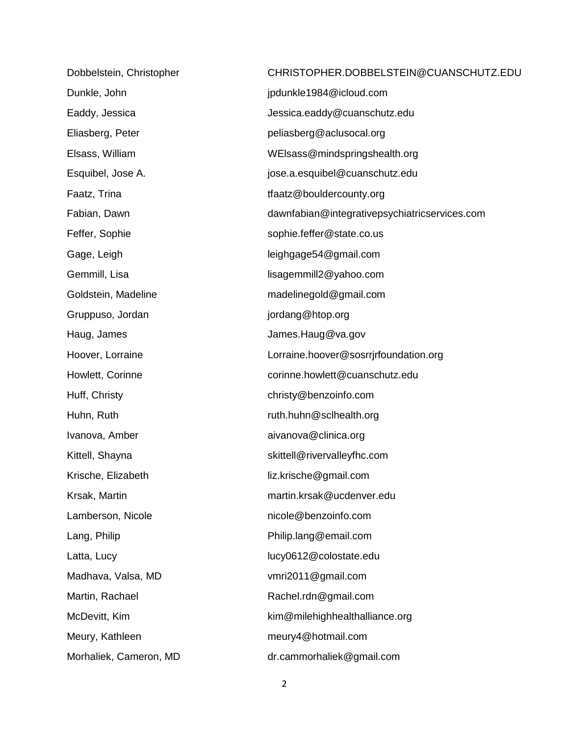| | |
|---|---|
| Dobbelstein, Christopher | CHRISTOPHER.DOBBELSTEIN@CUANSCHUTZ.EDU |
| Dunkle, John | jpdunkle1984@icloud.com |
| Eaddy, Jessica | Jessica.eaddy@cuanschutz.edu |
| Eliasberg, Peter | peliasberg@aclusocal.org |
| Elsass, William | WElsass@mindspringshealth.org |
| Esquibel, Jose A. | jose.a.esquibel@cuanschutz.edu |
| Faatz, Trina | tfaatz@bouldercounty.org |
| Fabian, Dawn | dawnfabian@integrativepsychiatricservices.com |
| Feffer, Sophie | sophie.feffer@state.co.us |
| Gage, Leigh | leighgage54@gmail.com |
| Gemmill, Lisa | lisagemmill2@yahoo.com |
| Goldstein, Madeline | madelinegold@gmail.com |
| Gruppuso, Jordan | jordang@htop.org |
| Haug, James | James.Haug@va.gov |
| Hoover, Lorraine | Lorraine.hoover@sosrrjrfoundation.org |
| Howlett, Corinne | corinne.howlett@cuanschutz.edu |
| Huff, Christy | christy@benzoinfo.com |
| Huhn, Ruth | ruth.huhn@sclhealth.org |
| Ivanova, Amber | aivanova@clinica.org |
| Kittell, Shayna | skittell@rivervalleyfhc.com |
| Krische, Elizabeth | liz.krische@gmail.com |
| Krsak, Martin | martin.krsak@ucdenver.edu |
| Lamberson, Nicole | nicole@benzoinfo.com |
| Lang, Philip | Philip.lang@email.com |
| Latta, Lucy | lucy0612@colostate.edu |
| Madhava, Valsa, MD | vmri2011@gmail.com |
| Martin, Rachael | Rachel.rdn@gmail.com |
| McDevitt, Kim | kim@milehighhealthalliance.org |
| Meury, Kathleen | meury4@hotmail.com |
| Morhaliek, Cameron, MD | dr.cammorhaliek@gmail.com |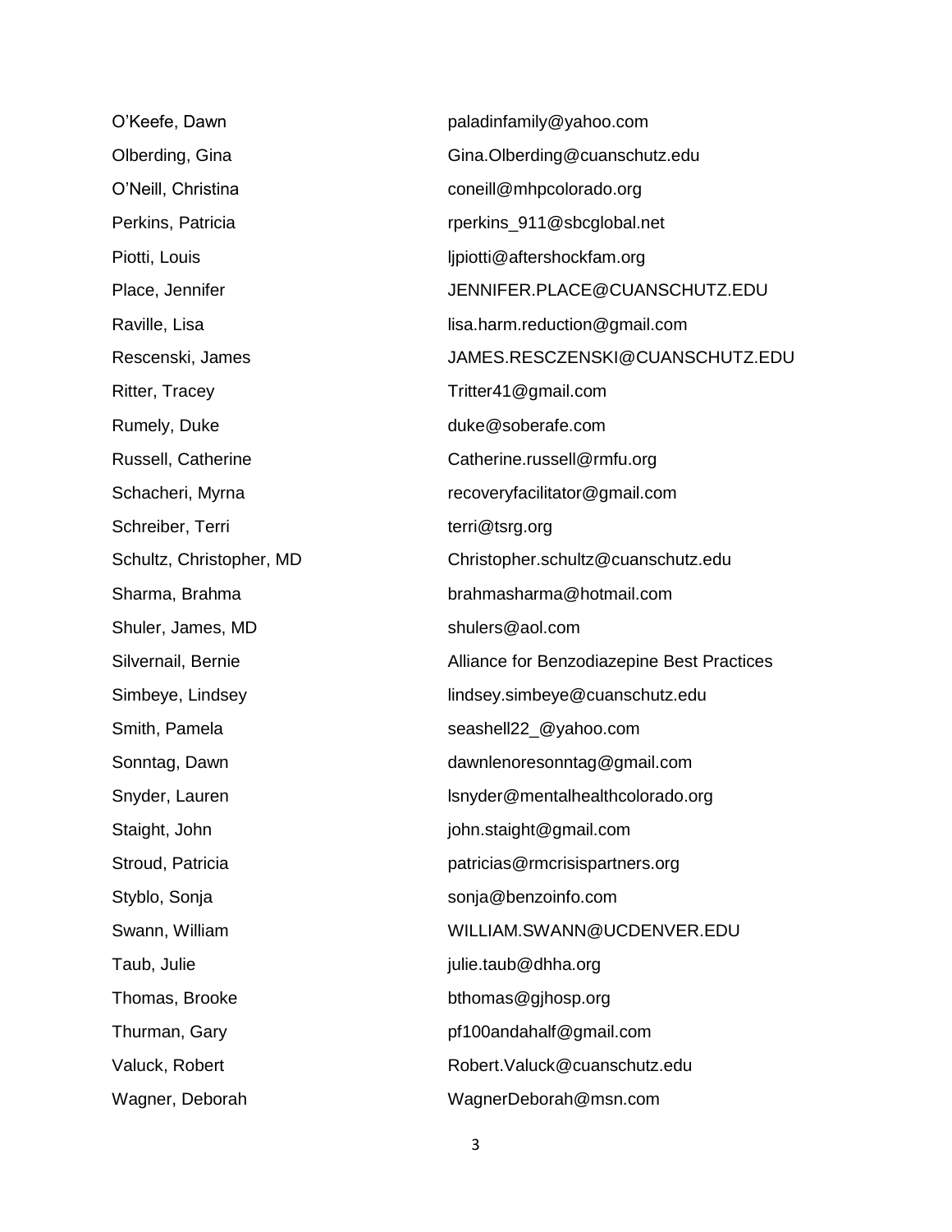| | |
|---|---|
| O'Keefe, Dawn | paladinfamily@yahoo.com |
| Olberding, Gina | Gina.Olberding@cuanschutz.edu |
| O'Neill, Christina | coneill@mhpcolorado.org |
| Perkins, Patricia | rperkins_911@sbcglobal.net |
| Piotti, Louis | ljpiotti@aftershockfam.org |
| Place, Jennifer | JENNIFER.PLACE@CUANSCHUTZ.EDU |
| Raville, Lisa | lisa.harm.reduction@gmail.com |
| Rescenski, James | JAMES.RESCZENSKI@CUANSCHUTZ.EDU |
| Ritter, Tracey | Tritter41@gmail.com |
| Rumely, Duke | duke@soberafe.com |
| Russell, Catherine | Catherine.russell@rmfu.org |
| Schacheri, Myrna | recoveryfacilitator@gmail.com |
| Schreiber, Terri | terri@tsrg.org |
| Schultz, Christopher, MD | Christopher.schultz@cuanschutz.edu |
| Sharma, Brahma | brahmasharma@hotmail.com |
| Shuler, James, MD | shulers@aol.com |
| Silvernail, Bernie | Alliance for Benzodiazepine Best Practices |
| Simbeye, Lindsey | lindsey.simbeye@cuanschutz.edu |
| Smith, Pamela | seashell22_@yahoo.com |
| Sonntag, Dawn | dawnlenoresonntag@gmail.com |
| Snyder, Lauren | lsnyder@mentalhealthcolorado.org |
| Staight, John | john.staight@gmail.com |
| Stroud, Patricia | patricias@rmcrisispartners.org |
| Styblo, Sonja | sonja@benzoinfo.com |
| Swann, William | WILLIAM.SWANN@UCDENVER.EDU |
| Taub, Julie | julie.taub@dhha.org |
| Thomas, Brooke | bthomas@gjhosp.org |
| Thurman, Gary | pf100andahalf@gmail.com |
| Valuck, Robert | Robert.Valuck@cuanschutz.edu |
| Wagner, Deborah | WagnerDeborah@msn.com |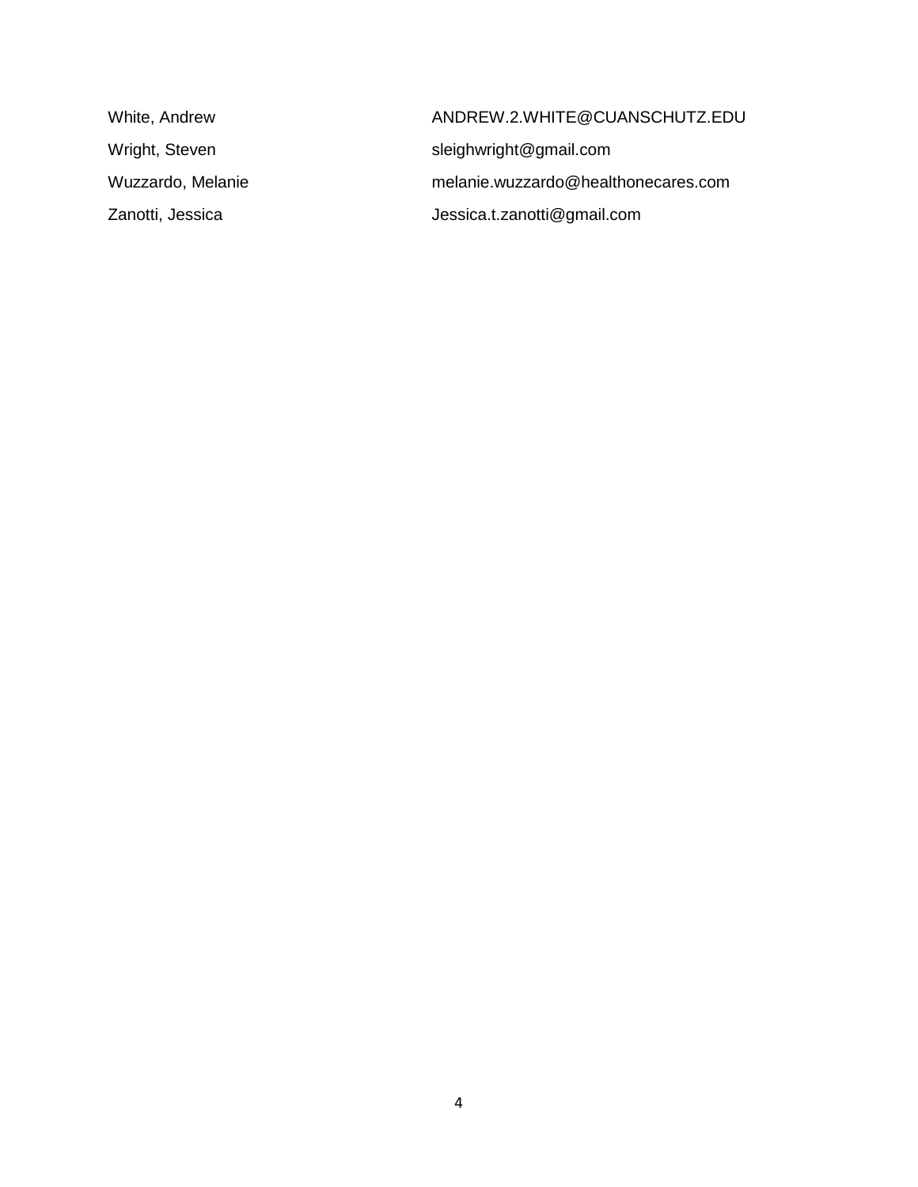| | |
|---|---|
| White, Andrew | ANDREW.2.WHITE@CUANSCHUTZ.EDU |
| Wright, Steven | sleighwright@gmail.com |
| Wuzzardo, Melanie | melanie.wuzzardo@healthonecares.com |
| Zanotti, Jessica | Jessica.t.zanotti@gmail.com |